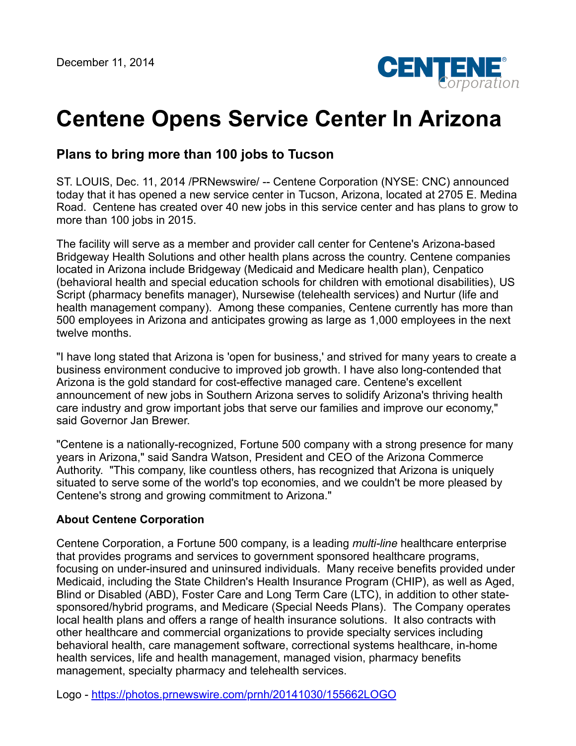December 11, 2014

# Centene Opens Service Center In Arizona

## Plans to bring more than 100 jobs to Tucson

ST. LOUIS, Dec. 11, 2014 /PRNewswire/ -- Centene Corporation (NYSE: CNC) announced today that it has opened a new service center in Tucson, Arizona, located at 2705 E. Medina Road. Centene has created over 40 new jobs in this service center and has plans to grow to more than 100 jobs in 2015.

The facility will serve as a member and provider call center for Centene's Arizona-based Bridgeway Health Solutions and other health plans across the country. Centene companies located in Arizona include Bridgeway (Medicaid and Medicare health plan), Cenpatico (behavioral health and special education schools for children with emotional disabilities), US Script (pharmacy benefits manager), Nursewise (telehealth services) and Nurtur (life and health management company). Among these companies, Centene currently has more than 500 employees in Arizona and anticipates growing as large as 1,000 employees in the next twelve months.

"I have long stated that Arizona is 'open for business,' and strived for many years to create a business environment conducive to improved job growth. I have also long-contended that Arizona is the gold standard for cost-effective managed care. Centene's excellent announcement of new jobs in Southern Arizona serves to solidify Arizona's thriving health care industry and grow important jobs that serve our families and improve our economy," said Governor Jan Brewer.

"Centene is a nationally-recognized, Fortune 500 company with a strong presence for many years in Arizona," said Sandra Watson, President and CEO of the Arizona Commerce Authority. "This company, like countless others, has recognized that Arizona is uniquely situated to serve some of the world's top economies, and we couldn't be more pleased by Centene's strong and growing commitment to Arizona."

**About Centene Corporation**

Centene Corporation, a Fortune 500 company, is a leading *multi-line* healthcare enterprise that provides programs and services to government sponsored healthcare programs, focusing on under-insured and uninsured individuals. Many receive benefits provided under Medicaid, including the State Children's Health Insurance Program (CHIP), as well as Aged, Blind or Disabled (ABD), Foster Care and Long Term Care (LTC), in addition to other state-sponsored/hybrid programs, and Medicare (Special Needs Plans). The Company operates local health plans and offers a range of health insurance solutions. It also contracts with other healthcare and commercial organizations to provide specialty services including behavioral health, care management software, correctional systems healthcare, in-home health services, life and health management, managed vision, pharmacy benefits management, specialty pharmacy and telehealth services.

Logo - https://photos.prnewswire.com/prnh/20141030/155662LOGO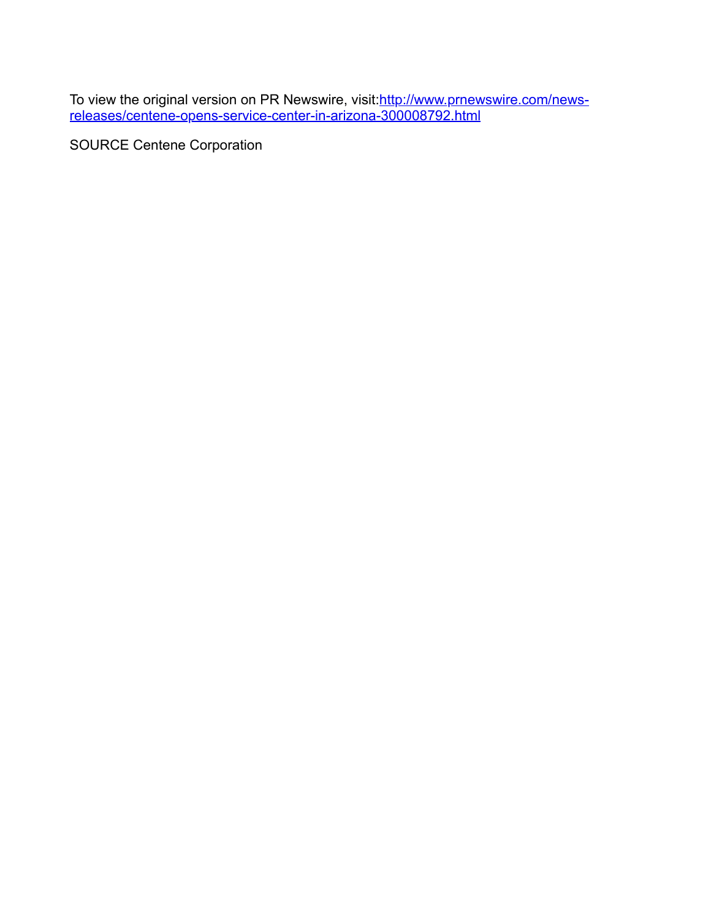To view the original version on PR Newswire, visit:[http://www.prnewswire.com/news-releases/centene-opens-service-center-in-arizona-300008792.html](http://www.prnewswire.com/news-releases/centene-opens-service-center-in-arizona-300008792.html)

SOURCE Centene Corporation